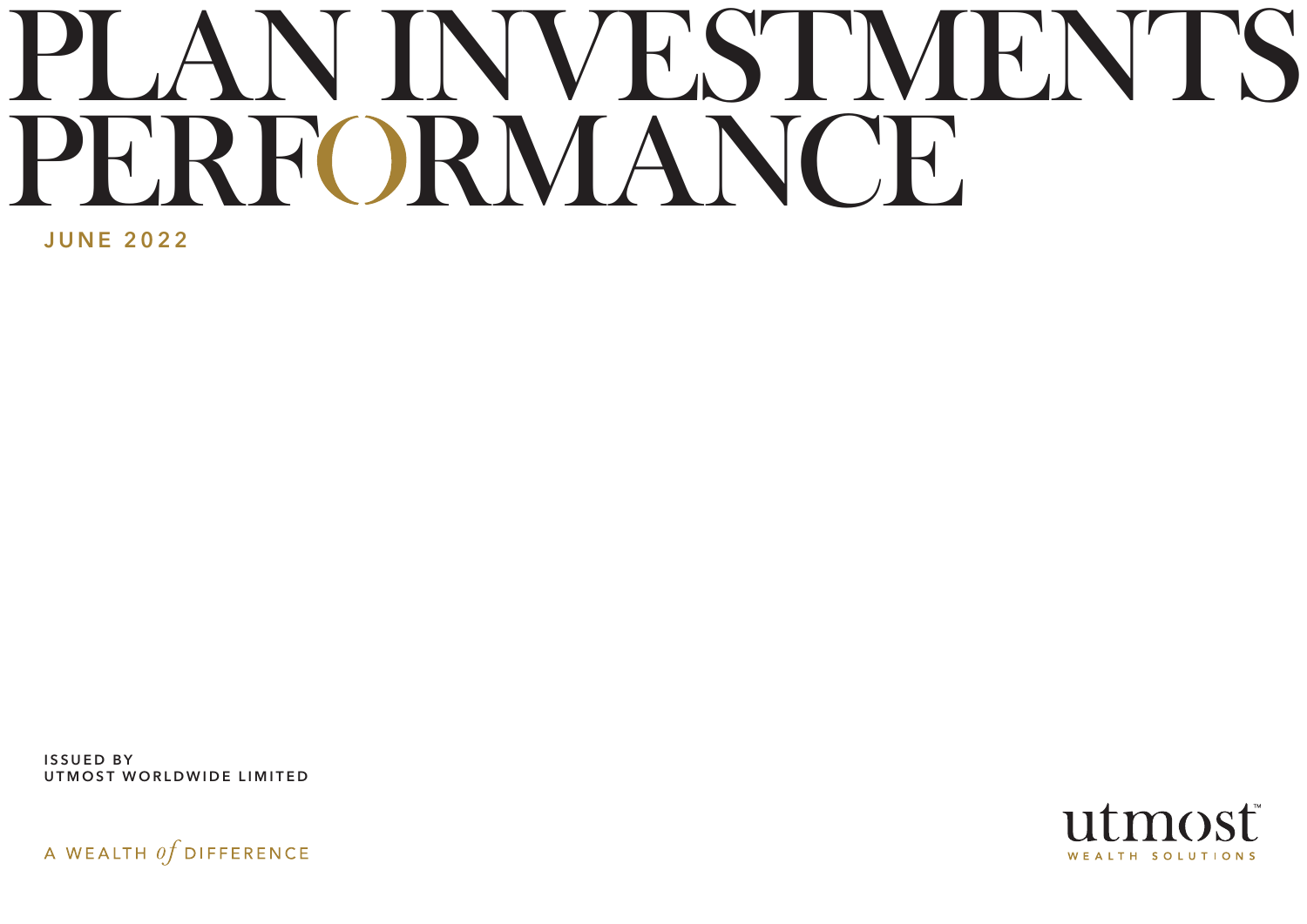# PLAN INVESTMENTS PERFORMANCE

**JUNE 2022**

**ISSUED BY**
**UTMOST WORLDWIDE LIMITED**

A WEALTH *of* DIFFERENCE

utmost™
WEALTH SOLUTIONS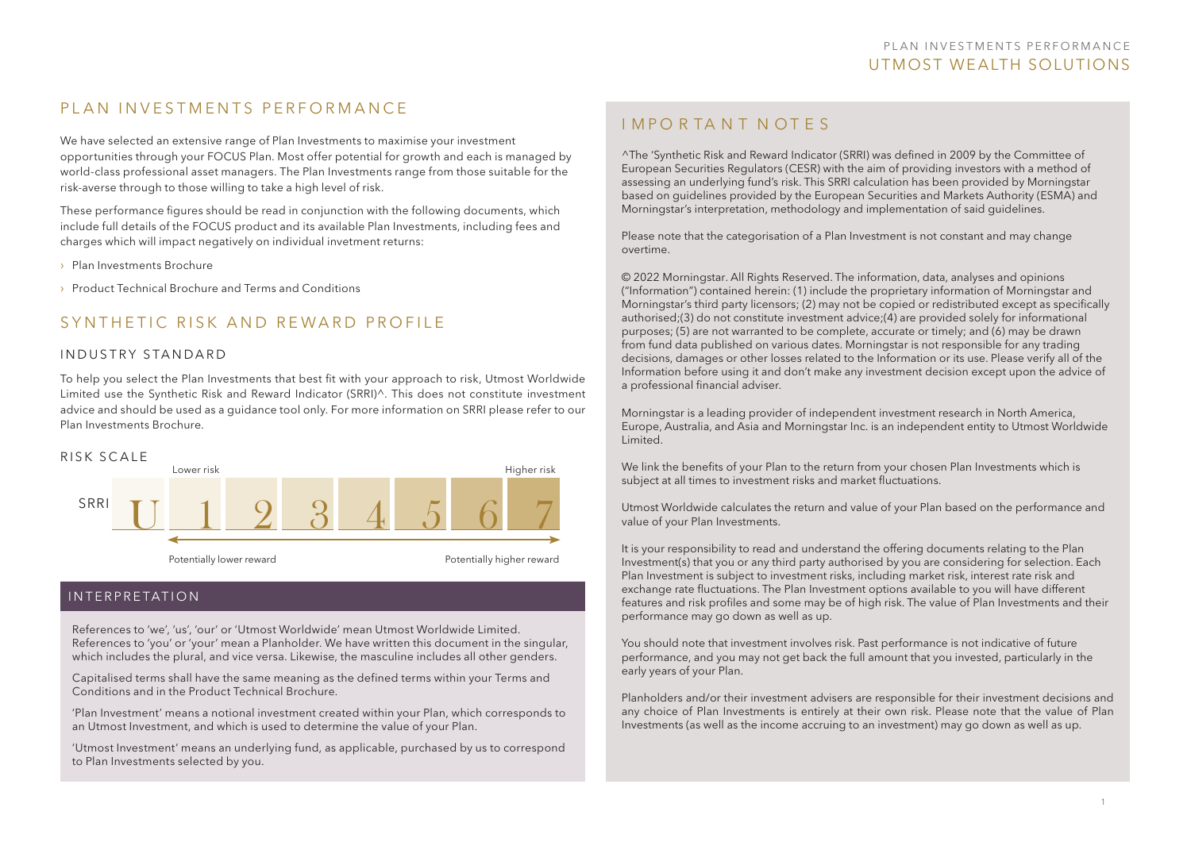# PLAN INVESTMENTS PERFORMANCE

We have selected an extensive range of Plan Investments to maximise your investment opportunities through your FOCUS Plan. Most offer potential for growth and each is managed by world-class professional asset managers. The Plan Investments range from those suitable for the risk-averse through to those willing to take a high level of risk.

These performance figures should be read in conjunction with the following documents, which include full details of the FOCUS product and its available Plan Investments, including fees and charges which will impact negatively on individual invetment returns:

› Plan Investments Brochure

› Product Technical Brochure and Terms and Conditions

## SYNTHETIC RISK AND REWARD PROFILE

### INDUSTRY STANDARD

To help you select the Plan Investments that best fit with your approach to risk, Utmost Worldwide Limited use the Synthetic Risk and Reward Indicator (SRRI)^. This does not constitute investment advice and should be used as a guidance tool only. For more information on SRRI please refer to our Plan Investments Brochure.

### RISK SCALE

Lower risk

Higher risk

SRRI U 1 2 3 4 5 6 7

Potentially lower reward

Potentially higher reward

### INTERPRETATION

References to 'we', 'us', 'our' or 'Utmost Worldwide' mean Utmost Worldwide Limited. References to 'you' or 'your' mean a Planholder. We have written this document in the singular, which includes the plural, and vice versa. Likewise, the masculine includes all other genders.

Capitalised terms shall have the same meaning as the defined terms within your Terms and Conditions and in the Product Technical Brochure.

'Plan Investment' means a notional investment created within your Plan, which corresponds to an Utmost Investment, and which is used to determine the value of your Plan.

'Utmost Investment' means an underlying fund, as applicable, purchased by us to correspond to Plan Investments selected by you.

## IMPORTANT NOTES

^The 'Synthetic Risk and Reward Indicator (SRRI) was defined in 2009 by the Committee of European Securities Regulators (CESR) with the aim of providing investors with a method of assessing an underlying fund's risk. This SRRI calculation has been provided by Morningstar based on guidelines provided by the European Securities and Markets Authority (ESMA) and Morningstar's interpretation, methodology and implementation of said guidelines.

Please note that the categorisation of a Plan Investment is not constant and may change overtime.

© 2022 Morningstar. All Rights Reserved. The information, data, analyses and opinions ("Information") contained herein: (1) include the proprietary information of Morningstar and Morningstar's third party licensors; (2) may not be copied or redistributed except as specifically authorised;(3) do not constitute investment advice;(4) are provided solely for informational purposes; (5) are not warranted to be complete, accurate or timely; and (6) may be drawn from fund data published on various dates. Morningstar is not responsible for any trading decisions, damages or other losses related to the Information or its use. Please verify all of the Information before using it and don't make any investment decision except upon the advice of a professional financial adviser.

Morningstar is a leading provider of independent investment research in North America, Europe, Australia, and Asia and Morningstar Inc. is an independent entity to Utmost Worldwide Limited.

We link the benefits of your Plan to the return from your chosen Plan Investments which is subject at all times to investment risks and market fluctuations.

Utmost Worldwide calculates the return and value of your Plan based on the performance and value of your Plan Investments.

It is your responsibility to read and understand the offering documents relating to the Plan Investment(s) that you or any third party authorised by you are considering for selection. Each Plan Investment is subject to investment risks, including market risk, interest rate risk and exchange rate fluctuations. The Plan Investment options available to you will have different features and risk profiles and some may be of high risk. The value of Plan Investments and their performance may go down as well as up.

You should note that investment involves risk. Past performance is not indicative of future performance, and you may not get back the full amount that you invested, particularly in the early years of your Plan.

Planholders and/or their investment advisers are responsible for their investment decisions and any choice of Plan Investments is entirely at their own risk. Please note that the value of Plan Investments (as well as the income accruing to an investment) may go down as well as up.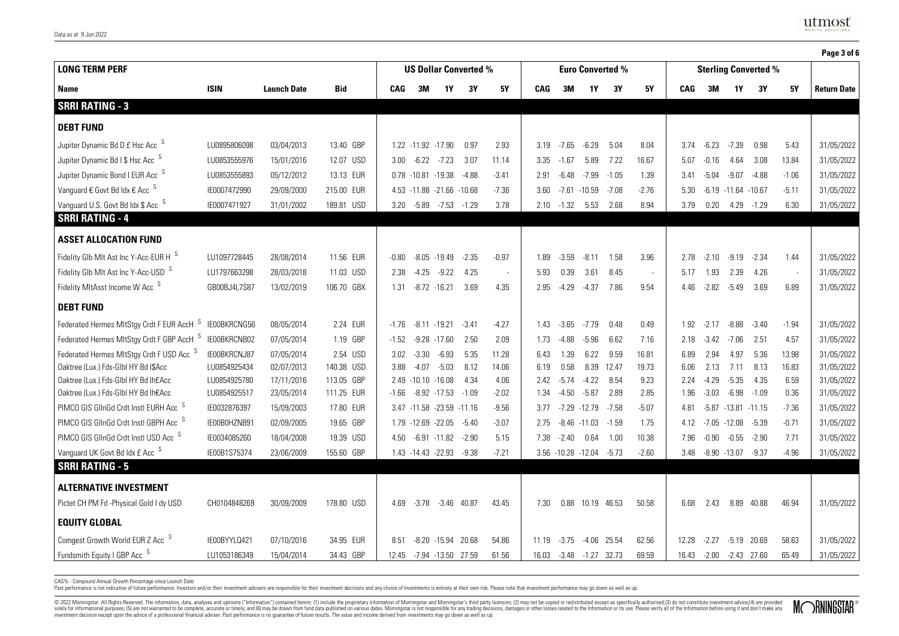Data as at 9 Jun 2022

| LONG TERM PERF | | | | US Dollar Converted % | | | | | Euro Converted % | | | | | Sterling Converted % | | | | | |
|---|---|---|---|---|---|---|---|---|---|---|---|---|---|---|---|---|---|---|---|
| Name | ISIN | Launch Date | Bid | CAG | 3M | 1Y | 3Y | 5Y | CAG | 3M | 1Y | 3Y | 5Y | CAG | 3M | 1Y | 3Y | 5Y | Return Date |
| **SRRI RATING - 3** | | | | | | | | | | | | | | | | | | | |
| **DEBT FUND** | | | | | | | | | | | | | | | | | | | |
| Jupiter Dynamic Bd D £ Hsc Acc S | LU0895806098 | 03/04/2013 | 13.40 GBP | 1.22 | -11.92 | -17.90 | 0.97 | 2.93 | 3.19 | -7.65 | -6.29 | 5.04 | 8.04 | 3.74 | -6.23 | -7.39 | 0.98 | 5.43 | 31/05/2022 |
| Jupiter Dynamic Bd I $ Hsc Acc S | LU0853555976 | 15/01/2016 | 12.07 USD | 3.00 | -6.22 | -7.23 | 3.07 | 11.14 | 3.35 | -1.67 | 5.89 | 7.22 | 16.67 | 5.07 | -0.16 | 4.64 | 3.08 | 13.84 | 31/05/2022 |
| Jupiter Dynamic Bond I EUR Acc S | LU0853555893 | 05/12/2012 | 13.13 EUR | 0.78 | -10.81 | -19.38 | -4.88 | -3.41 | 2.91 | -6.48 | -7.99 | -1.05 | 1.39 | 3.41 | -5.04 | -9.07 | -4.88 | -1.06 | 31/05/2022 |
| Vanguard € Govt Bd Idx € Acc S | IE0007472990 | 29/09/2000 | 215.00 EUR | 4.53 | -11.88 | -21.66 | -10.68 | -7.36 | 3.60 | -7.61 | -10.59 | -7.08 | -2.76 | 5.30 | -6.19 | -11.64 | -10.67 | -5.11 | 31/05/2022 |
| Vanguard U.S. Govt Bd Idx $ Acc S | IE0007471927 | 31/01/2002 | 189.81 USD | 3.20 | -5.89 | -7.53 | -1.29 | 3.78 | 2.10 | -1.32 | 5.53 | 2.68 | 8.94 | 3.79 | 0.20 | 4.29 | -1.29 | 6.30 | 31/05/2022 |
| **SRRI RATING - 4** | | | | | | | | | | | | | | | | | | | |
| **ASSET ALLOCATION FUND** | | | | | | | | | | | | | | | | | | | |
| Fidelity Glb Mlt Ast Inc Y-Acc-EUR H S | LU1097728445 | 28/08/2014 | 11.56 EUR | -0.80 | -8.05 | -19.49 | -2.35 | -0.97 | 1.89 | -3.59 | -8.11 | 1.58 | 3.96 | 2.78 | -2.10 | -9.19 | -2.34 | 1.44 | 31/05/2022 |
| Fidelity Glb Mlt Ast Inc Y-Acc-USD S | LU1797663298 | 28/03/2018 | 11.03 USD | 2.38 | -4.25 | -9.22 | 4.25 | - | 5.93 | 0.39 | 3.61 | 8.45 | - | 5.17 | 1.93 | 2.39 | 4.26 | - | 31/05/2022 |
| Fidelity MltAsst Income W Acc S | GB00BJ4L7S87 | 13/02/2019 | 106.70 GBX | 1.31 | -8.72 | -16.21 | 3.69 | 4.35 | 2.95 | -4.29 | -4.37 | 7.86 | 9.54 | 4.46 | -2.82 | -5.49 | 3.69 | 6.89 | 31/05/2022 |
| **DEBT FUND** | | | | | | | | | | | | | | | | | | | |
| Federated Hermes MltStgy Crdt F EUR AccH S | IE00BKRCNG56 | 08/05/2014 | 2.24 EUR | -1.76 | -8.11 | -19.21 | -3.41 | -4.27 | 1.43 | -3.65 | -7.79 | 0.48 | 0.49 | 1.92 | -2.17 | -8.88 | -3.40 | -1.94 | 31/05/2022 |
| Federated Hermes MltStgy Crdt F GBP AccH S | IE00BKRCNB02 | 07/05/2014 | 1.19 GBP | -1.52 | -9.28 | -17.60 | 2.50 | 2.09 | 1.73 | -4.88 | -5.96 | 6.62 | 7.16 | 2.18 | -3.42 | -7.06 | 2.51 | 4.57 | 31/05/2022 |
| Federated Hermes MltStgy Crdt F USD Acc S | IE00BKRCNJ87 | 07/05/2014 | 2.54 USD | 3.02 | -3.30 | -6.93 | 5.35 | 11.28 | 6.43 | 1.39 | 6.22 | 9.59 | 16.81 | 6.89 | 2.94 | 4.97 | 5.36 | 13.98 | 31/05/2022 |
| Oaktree (Lux.) Fds-Glbl HY Bd I$Acc | LU0854925434 | 02/07/2013 | 140.38 USD | 3.88 | -4.07 | -5.03 | 8.12 | 14.06 | 6.19 | 0.58 | 8.39 | 12.47 | 19.73 | 6.06 | 2.13 | 7.11 | 8.13 | 16.83 | 31/05/2022 |
| Oaktree (Lux.) Fds-Glbl HY Bd Ih£Acc | LU0854925780 | 17/11/2016 | 113.05 GBP | 2.49 | -10.10 | -16.08 | 4.34 | 4.06 | 2.42 | -5.74 | -4.22 | 8.54 | 9.23 | 2.24 | -4.29 | -5.35 | 4.35 | 6.59 | 31/05/2022 |
| Oaktree (Lux.) Fds-Glbl HY Bd Ih€Acc | LU0854925517 | 23/05/2014 | 111.25 EUR | -1.66 | -8.92 | -17.53 | -1.09 | -2.02 | 1.34 | -4.50 | -5.87 | 2.89 | 2.85 | 1.96 | -3.03 | -6.98 | -1.09 | 0.36 | 31/05/2022 |
| PIMCO GIS GlInGd Crdt Instl EURH Acc S | IE0032876397 | 15/09/2003 | 17.80 EUR | 3.47 | -11.58 | -23.59 | -11.16 | -9.56 | 3.77 | -7.29 | -12.79 | -7.58 | -5.07 | 4.81 | -5.87 | -13.81 | -11.15 | -7.36 | 31/05/2022 |
| PIMCO GIS GlInGd Crdt Instl GBPH Acc S | IE00B0HZNB91 | 02/09/2005 | 19.65 GBP | 1.79 | -12.69 | -22.05 | -5.40 | -3.07 | 2.75 | -8.46 | -11.03 | -1.59 | 1.75 | 4.12 | -7.05 | -12.08 | -5.39 | -0.71 | 31/05/2022 |
| PIMCO GIS GlInGd Crdt Instl USD Acc S | IE0034085260 | 18/04/2008 | 19.39 USD | 4.50 | -6.91 | -11.82 | -2.90 | 5.15 | 7.38 | -2.40 | 0.64 | 1.00 | 10.38 | 7.96 | -0.90 | -0.55 | -2.90 | 7.71 | 31/05/2022 |
| Vanguard UK Govt Bd Idx £ Acc S | IE00B1S75374 | 23/06/2009 | 155.60 GBP | 1.43 | -14.43 | -22.93 | -9.38 | -7.21 | 3.56 | -10.28 | -12.04 | -5.73 | -2.60 | 3.48 | -8.90 | -13.07 | -9.37 | -4.96 | 31/05/2022 |
| **SRRI RATING - 5** | | | | | | | | | | | | | | | | | | | |
| **ALTERNATIVE INVESTMENT** | | | | | | | | | | | | | | | | | | | |
| Pictet CH PM Fd -Physical Gold I dy USD | CH0104848269 | 30/09/2009 | 178.80 USD | 4.69 | -3.78 | -3.46 | 40.87 | 43.45 | 7.30 | 0.88 | 10.19 | 46.53 | 50.58 | 6.68 | 2.43 | 8.89 | 40.88 | 46.94 | 31/05/2022 |
| **EQUITY GLOBAL** | | | | | | | | | | | | | | | | | | | |
| Comgest Growth World EUR Z Acc S | IE00BYYLQ421 | 07/10/2016 | 34.95 EUR | 8.51 | -8.20 | -15.94 | 20.68 | 54.86 | 11.19 | -3.75 | -4.06 | 25.54 | 62.56 | 12.28 | -2.27 | -5.19 | 20.69 | 58.63 | 31/05/2022 |
| Fundsmith Equity I GBP Acc S | LU1053186349 | 15/04/2014 | 34.43 GBP | 12.45 | -7.94 | -13.50 | 27.59 | 61.56 | 16.03 | -3.48 | -1.27 | 32.73 | 69.59 | 16.43 | -2.00 | -2.43 | 27.60 | 65.49 | 31/05/2022 |

CAG% - Compound Annual Growth Percentage since Launch Date

Past performance is not indicative of future performance. Investors and/or their investment advisers are responsible for their investment decisions and any choice of Investments is entirely at their own risk. Please note that investment performance may go down as well as up.

© 2022 Morningstar. All Rights Reserved. The information, data, analyses and opinions ("Information") contained herein: (1) include the proprietary information of Morningstar and Morningstar's third party licensors; (2) may not be copied or redistributed except as specifically authorised;(3) do not constitute investment advice;(4) are provided solely for informational purposes; (5) are not warranted to be complete, accurate or timely; and (6) may be drawn from fund data published on various dates. Morningstar is not responsible for any trading decisions, damages or other losses related to the Information or its use. Please verify all of the Information before using it and don't make any investment decision except upon the advice of a professional financial adviser. Past performance is no guarantee of future results. The value and income derived from investments may go down as well as up.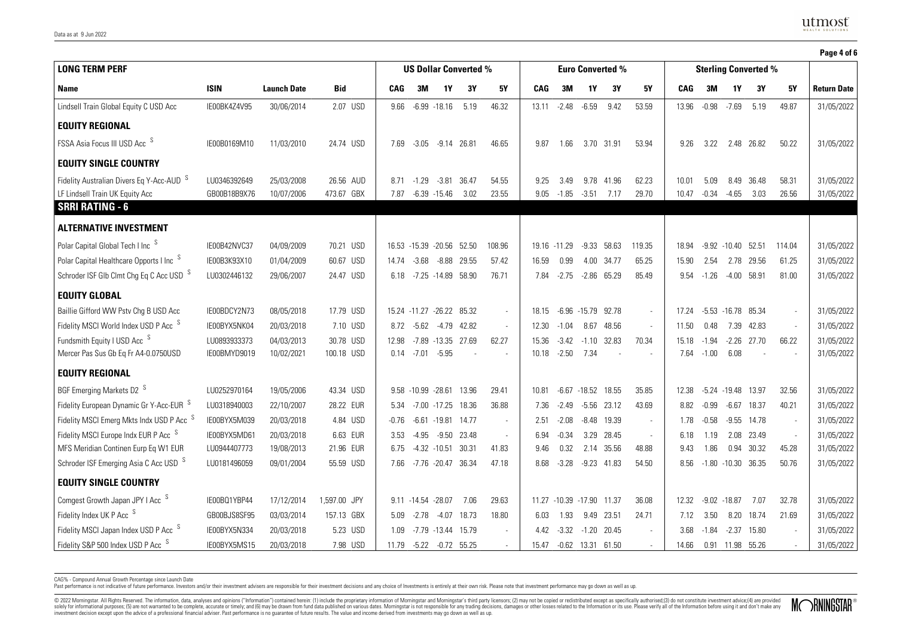Data as at 9 Jun 2022

| LONG TERM PERF | | | | US Dollar Converted % | | | | | Euro Converted % | | | | | Sterling Converted % | | | | | |
|---|---|---|---|---|---|---|---|---|---|---|---|---|---|---|---|---|---|---|---|
| Name | ISIN | Launch Date | Bid | CAG | 3M | 1Y | 3Y | 5Y | CAG | 3M | 1Y | 3Y | 5Y | CAG | 3M | 1Y | 3Y | 5Y | Return Date |
| Lindsell Train Global Equity C USD Acc | IE00BK4Z4V95 | 30/06/2014 | 2.07 USD | 9.66 | -6.99 | -18.16 | 5.19 | 46.32 | 13.11 | -2.48 | -6.59 | 9.42 | 53.59 | 13.96 | -0.98 | -7.69 | 5.19 | 49.87 | 31/05/2022 |
| **EQUITY REGIONAL** | | | | | | | | | | | | | | | | | | | |
| FSSA Asia Focus III USD Acc S | IE00B0169M10 | 11/03/2010 | 24.74 USD | 7.69 | -3.05 | -9.14 | 26.81 | 46.65 | 9.87 | 1.66 | 3.70 | 31.91 | 53.94 | 9.26 | 3.22 | 2.48 | 26.82 | 50.22 | 31/05/2022 |
| **EQUITY SINGLE COUNTRY** | | | | | | | | | | | | | | | | | | | |
| Fidelity Australian Divers Eq Y-Acc-AUD S | LU0346392649 | 25/03/2008 | 26.56 AUD | 8.71 | -1.29 | -3.81 | 36.47 | 54.55 | 9.25 | 3.49 | 9.78 | 41.96 | 62.23 | 10.01 | 5.09 | 8.49 | 36.48 | 58.31 | 31/05/2022 |
| LF Lindsell Train UK Equity Acc | GB00B18B9X76 | 10/07/2006 | 473.67 GBX | 7.87 | -6.39 | -15.46 | 3.02 | 23.55 | 9.05 | -1.85 | -3.51 | 7.17 | 29.70 | 10.47 | -0.34 | -4.65 | 3.03 | 26.56 | 31/05/2022 |
| **SRRI RATING - 6** | | | | | | | | | | | | | | | | | | | |
| **ALTERNATIVE INVESTMENT** | | | | | | | | | | | | | | | | | | | |
| Polar Capital Global Tech I Inc S | IE00B42NVC37 | 04/09/2009 | 70.21 USD | 16.53 | -15.39 | -20.56 | 52.50 | 108.96 | 19.16 | -11.29 | -9.33 | 58.63 | 119.35 | 18.94 | -9.92 | -10.40 | 52.51 | 114.04 | 31/05/2022 |
| Polar Capital Healthcare Opports I Inc S | IE00B3K93X10 | 01/04/2009 | 60.67 USD | 14.74 | -3.68 | -8.88 | 29.55 | 57.42 | 16.59 | 0.99 | 4.00 | 34.77 | 65.25 | 15.90 | 2.54 | 2.78 | 29.56 | 61.25 | 31/05/2022 |
| Schroder ISF Glb Clmt Chg Eq C Acc USD S | LU0302446132 | 29/06/2007 | 24.47 USD | 6.18 | -7.25 | -14.89 | 58.90 | 76.71 | 7.84 | -2.75 | -2.86 | 65.29 | 85.49 | 9.54 | -1.26 | -4.00 | 58.91 | 81.00 | 31/05/2022 |
| **EQUITY GLOBAL** | | | | | | | | | | | | | | | | | | | |
| Baillie Gifford WW Pstv Chg B USD Acc | IE00BDCY2N73 | 08/05/2018 | 17.79 USD | 15.24 | -11.27 | -26.22 | 85.32 | - | 18.15 | -6.96 | -15.79 | 92.78 | - | 17.24 | -5.53 | -16.78 | 85.34 | - | 31/05/2022 |
| Fidelity MSCI World Index USD P Acc S | IE00BYX5NK04 | 20/03/2018 | 7.10 USD | 8.72 | -5.62 | -4.79 | 42.82 | - | 12.30 | -1.04 | 8.67 | 48.56 | - | 11.50 | 0.48 | 7.39 | 42.83 | - | 31/05/2022 |
| Fundsmith Equity I USD Acc S | LU0893933373 | 04/03/2013 | 30.78 USD | 12.98 | -7.89 | -13.35 | 27.69 | 62.27 | 15.36 | -3.42 | -1.10 | 32.83 | 70.34 | 15.18 | -1.94 | -2.26 | 27.70 | 66.22 | 31/05/2022 |
| Mercer Pas Sus Gb Eq Fr A4-0.0750USD | IE00BMYD9019 | 10/02/2021 | 100.18 USD | 0.14 | -7.01 | -5.95 | - | - | 10.18 | -2.50 | 7.34 | - | - | 7.64 | -1.00 | 6.08 | - | - | 31/05/2022 |
| **EQUITY REGIONAL** | | | | | | | | | | | | | | | | | | | |
| BGF Emerging Markets D2 S | LU0252970164 | 19/05/2006 | 43.34 USD | 9.58 | -10.99 | -28.61 | 13.96 | 29.41 | 10.81 | -6.67 | -18.52 | 18.55 | 35.85 | 12.38 | -5.24 | -19.48 | 13.97 | 32.56 | 31/05/2022 |
| Fidelity European Dynamic Gr Y-Acc-EUR S | LU0318940003 | 22/10/2007 | 28.22 EUR | 5.34 | -7.00 | -17.25 | 18.36 | 36.88 | 7.36 | -2.49 | -5.56 | 23.12 | 43.69 | 8.82 | -0.99 | -6.67 | 18.37 | 40.21 | 31/05/2022 |
| Fidelity MSCI Emerg Mkts Indx USD P Acc S | IE00BYX5M039 | 20/03/2018 | 4.84 USD | -0.76 | -6.61 | -19.81 | 14.77 | - | 2.51 | -2.08 | -8.48 | 19.39 | - | 1.78 | -0.58 | -9.55 | 14.78 | - | 31/05/2022 |
| Fidelity MSCI Europe Indx EUR P Acc S | IE00BYX5MD61 | 20/03/2018 | 6.63 EUR | 3.53 | -4.95 | -9.50 | 23.48 | - | 6.94 | -0.34 | 3.29 | 28.45 | - | 6.18 | 1.19 | 2.08 | 23.49 | - | 31/05/2022 |
| MFS Meridian Continen Eurp Eq W1 EUR | LU0944407773 | 19/08/2013 | 21.96 EUR | 6.75 | -4.32 | -10.51 | 30.31 | 41.83 | 9.46 | 0.32 | 2.14 | 35.56 | 48.88 | 9.43 | 1.86 | 0.94 | 30.32 | 45.28 | 31/05/2022 |
| Schroder ISF Emerging Asia C Acc USD S | LU0181496059 | 09/01/2004 | 55.59 USD | 7.66 | -7.76 | -20.47 | 36.34 | 47.18 | 8.68 | -3.28 | -9.23 | 41.83 | 54.50 | 8.56 | -1.80 | -10.30 | 36.35 | 50.76 | 31/05/2022 |
| **EQUITY SINGLE COUNTRY** | | | | | | | | | | | | | | | | | | | |
| Comgest Growth Japan JPY I Acc S | IE00BQ1YBP44 | 17/12/2014 | 1,597.00 JPY | 9.11 | -14.54 | -28.07 | 7.06 | 29.63 | 11.27 | -10.39 | -17.90 | 11.37 | 36.08 | 12.32 | -9.02 | -18.87 | 7.07 | 32.78 | 31/05/2022 |
| Fidelity Index UK P Acc S | GB00BJS8SF95 | 03/03/2014 | 157.13 GBX | 5.09 | -2.78 | -4.07 | 18.73 | 18.80 | 6.03 | 1.93 | 9.49 | 23.51 | 24.71 | 7.12 | 3.50 | 8.20 | 18.74 | 21.69 | 31/05/2022 |
| Fidelity MSCI Japan Index USD P Acc S | IE00BYX5N334 | 20/03/2018 | 5.23 USD | 1.09 | -7.79 | -13.44 | 15.79 | - | 4.42 | -3.32 | -1.20 | 20.45 | - | 3.68 | -1.84 | -2.37 | 15.80 | - | 31/05/2022 |
| Fidelity S&P 500 Index USD P Acc S | IE00BYX5MS15 | 20/03/2018 | 7.98 USD | 11.79 | -5.22 | -0.72 | 55.25 | - | 15.47 | -0.62 | 13.31 | 61.50 | - | 14.66 | 0.91 | 11.98 | 55.26 | - | 31/05/2022 |

CAG% - Compound Annual Growth Percentage since Launch Date

Past performance is not indicative of future performance. Investors and/or their investment advisers are responsible for their investment decisions and any choice of Investments is entirely at their own risk. Please note that investment performance may go down as well as up.

© 2022 Morningstar. All Rights Reserved. The information, data, analyses and opinions ("Information") contained herein: (1) include the proprietary information of Morningstar and Morningstar's third party licensors; (2) may not be copied or redistributed except as specifically authorised;(3) do not constitute investment advice;(4) are provided solely for informational purposes; (5) are not warranted to be complete, accurate or timely; and (6) may be drawn from fund data published on various dates. Morningstar is not responsible for any trading decisions, damages or other losses related to the Information or its use. Please verify all of the Information before using it and don't make any investment decision except upon the advice of a professional financial adviser. Past performance is no guarantee of future results. The value and income derived from investments may go down as well as up.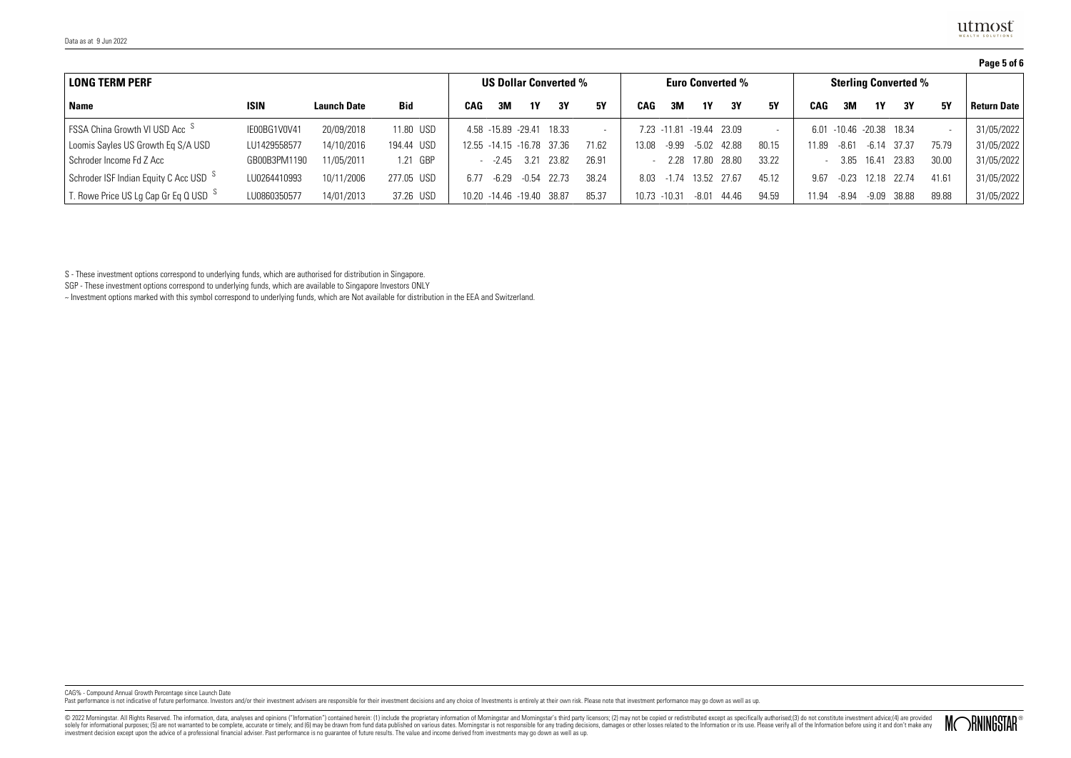Data as at 9 Jun 2022

| LONG TERM PERF | | | | US Dollar Converted % | | | | | Euro Converted % | | | | | Sterling Converted % | | | | | |
|---|---|---|---|---|---|---|---|---|---|---|---|---|---|---|---|---|---|---|---|
| Name | ISIN | Launch Date | Bid | CAG | 3M | 1Y | 3Y | 5Y | CAG | 3M | 1Y | 3Y | 5Y | CAG | 3M | 1Y | 3Y | 5Y | Return Date |
| FSSA China Growth VI USD Acc S | IE00BG1V0V41 | 20/09/2018 | 11.80 USD | 4.58 | -15.89 | -29.41 | 18.33 | - | 7.23 | -11.81 | -19.44 | 23.09 | - | 6.01 | -10.46 | -20.38 | 18.34 | - | 31/05/2022 |
| Loomis Sayles US Growth Eq S/A USD | LU1429558577 | 14/10/2016 | 194.44 USD | 12.55 | -14.15 | -16.78 | 37.36 | 71.62 | 13.08 | -9.99 | -5.02 | 42.88 | 80.15 | 11.89 | -8.61 | -6.14 | 37.37 | 75.79 | 31/05/2022 |
| Schroder Income Fd Z Acc | GB00B3PM1190 | 11/05/2011 | 1.21 GBP | - | -2.45 | 3.21 | 23.82 | 26.91 | - | 2.28 | 17.80 | 28.80 | 33.22 | - | 3.85 | 16.41 | 23.83 | 30.00 | 31/05/2022 |
| Schroder ISF Indian Equity C Acc USD S | LU0264410993 | 10/11/2006 | 277.05 USD | 6.77 | -6.29 | -0.54 | 22.73 | 38.24 | 8.03 | -1.74 | 13.52 | 27.67 | 45.12 | 9.67 | -0.23 | 12.18 | 22.74 | 41.61 | 31/05/2022 |
| T. Rowe Price US Lg Cap Gr Eq Q USD S | LU0860350577 | 14/01/2013 | 37.26 USD | 10.20 | -14.46 | -19.40 | 38.87 | 85.37 | 10.73 | -10.31 | -8.01 | 44.46 | 94.59 | 11.94 | -8.94 | -9.09 | 38.88 | 89.88 | 31/05/2022 |

S - These investment options correspond to underlying funds, which are authorised for distribution in Singapore.

SGP - These investment options correspond to underlying funds, which are available to Singapore Investors ONLY

~ Investment options marked with this symbol correspond to underlying funds, which are Not available for distribution in the EEA and Switzerland.

CAG% - Compound Annual Growth Percentage since Launch Date

Past performance is not indicative of future performance. Investors and/or their investment advisers are responsible for their investment decisions and any choice of Investments is entirely at their own risk. Please note that investment performance may go down as well as up.

© 2022 Morningstar. All Rights Reserved. The information, data, analyses and opinions ("Information") contained herein: (1) include the proprietary information of Morningstar and Morningstar's third party licensors; (2) may not be copied or redistributed except as specifically authorised;(3) do not constitute investment advice;(4) are provided solely for informational purposes; (5) are not warranted to be complete, accurate or timely; and (6) may be drawn from fund data published on various dates. Morningstar is not responsible for any trading decisions, damages or other losses related to the Information or its use. Please verify all of the Information before using it and don't make any investment decision except upon the advice of a professional financial adviser. Past performance is no guarantee of future results. The value and income derived from investments may go down as well as up.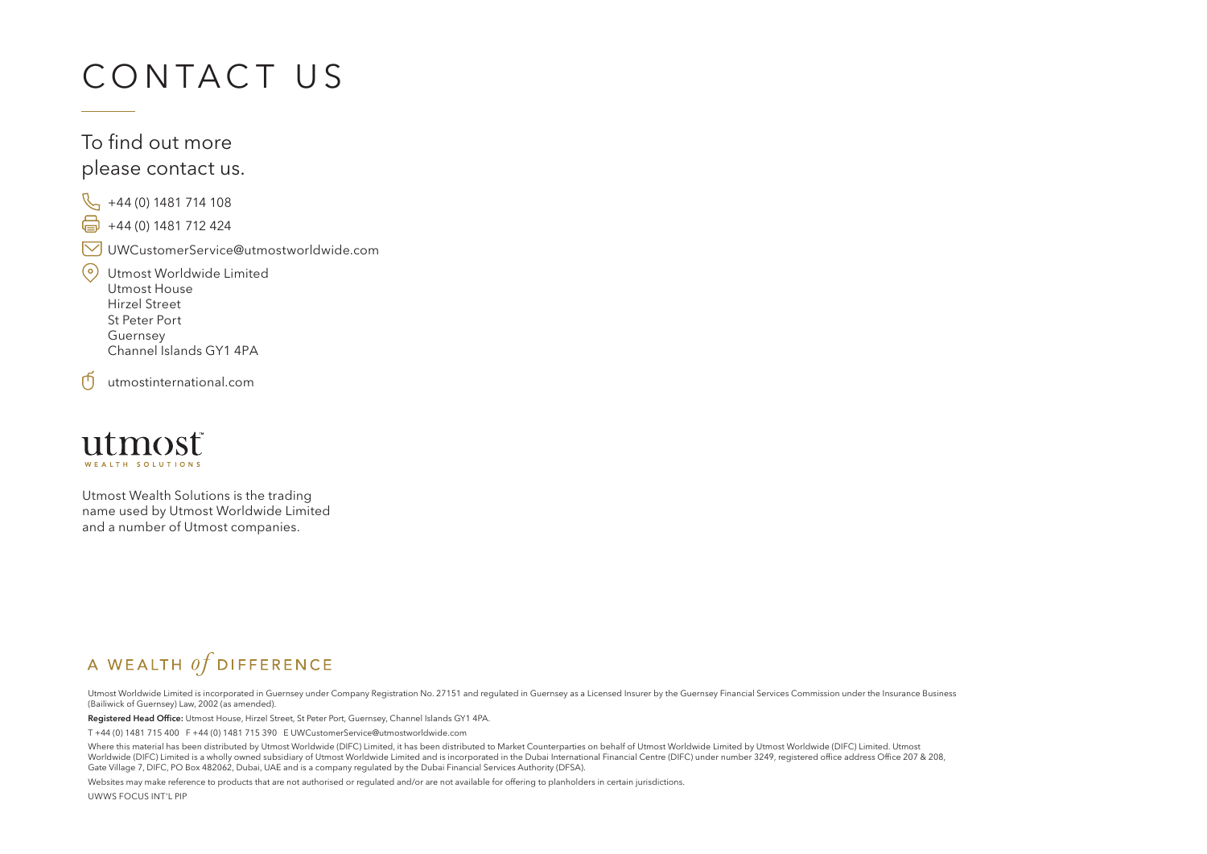# CONTACT US

To find out more
please contact us.

+44 (0) 1481 714 108

+44 (0) 1481 712 424

UWCustomerService@utmostworldwide.com

Utmost Worldwide Limited
Utmost House
Hirzel Street
St Peter Port
Guernsey
Channel Islands GY1 4PA

utmostinternational.com

utmost
WEALTH SOLUTIONS

Utmost Wealth Solutions is the trading name used by Utmost Worldwide Limited and a number of Utmost companies.

A WEALTH *of* DIFFERENCE

Utmost Worldwide Limited is incorporated in Guernsey under Company Registration No. 27151 and regulated in Guernsey as a Licensed Insurer by the Guernsey Financial Services Commission under the Insurance Business (Bailiwick of Guernsey) Law, 2002 (as amended).

**Registered Head Office:** Utmost House, Hirzel Street, St Peter Port, Guernsey, Channel Islands GY1 4PA.

T +44 (0) 1481 715 400 F +44 (0) 1481 715 390 E UWCustomerService@utmostworldwide.com

Where this material has been distributed by Utmost Worldwide (DIFC) Limited, it has been distributed to Market Counterparties on behalf of Utmost Worldwide Limited by Utmost Worldwide (DIFC) Limited. Utmost Worldwide (DIFC) Limited is a wholly owned subsidiary of Utmost Worldwide Limited and is incorporated in the Dubai International Financial Centre (DIFC) under number 3249, registered office address Office 207 & 208, Gate Village 7, DIFC, PO Box 482062, Dubai, UAE and is a company regulated by the Dubai Financial Services Authority (DFSA).

Websites may make reference to products that are not authorised or regulated and/or are not available for offering to planholders in certain jurisdictions.

UWWS FOCUS INT'L PIP